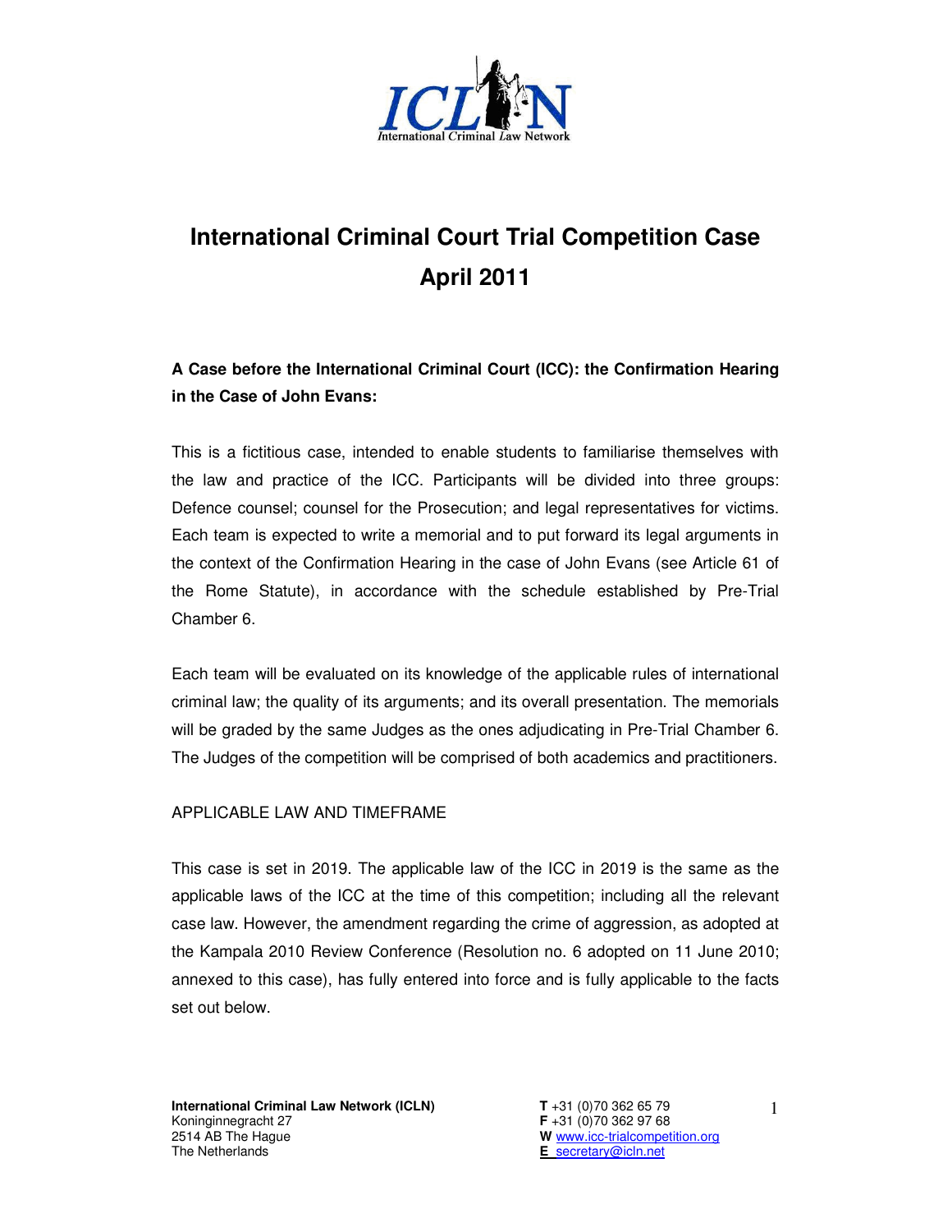# International Criminal Court Trial Competition Case April 2011

**A Case before the International Criminal Court (ICC): the Confirmation Hearing in the Case of John Evans:**

This is a fictitious case, intended to enable students to familiarise themselves with the law and practice of the ICC. Participants will be divided into three groups: Defence counsel; counsel for the Prosecution; and legal representatives for victims. Each team is expected to write a memorial and to put forward its legal arguments in the context of the Confirmation Hearing in the case of John Evans (see Article 61 of the Rome Statute), in accordance with the schedule established by Pre-Trial Chamber 6.

Each team will be evaluated on its knowledge of the applicable rules of international criminal law; the quality of its arguments; and its overall presentation. The memorials will be graded by the same Judges as the ones adjudicating in Pre-Trial Chamber 6. The Judges of the competition will be comprised of both academics and practitioners.

APPLICABLE LAW AND TIMEFRAME

This case is set in 2019. The applicable law of the ICC in 2019 is the same as the applicable laws of the ICC at the time of this competition; including all the relevant case law. However, the amendment regarding the crime of aggression, as adopted at the Kampala 2010 Review Conference (Resolution no. 6 adopted on 11 June 2010; annexed to this case), has fully entered into force and is fully applicable to the facts set out below.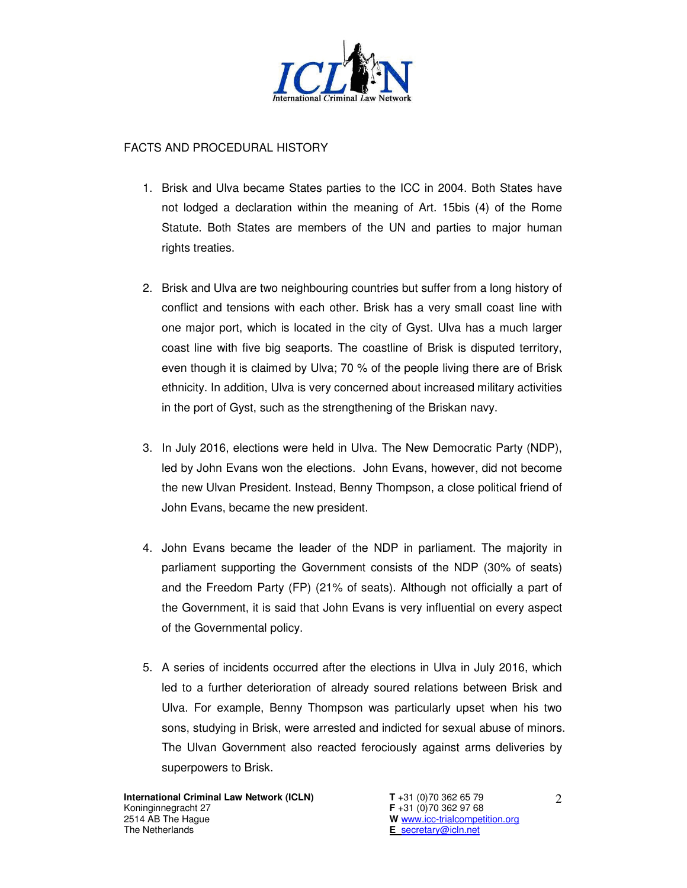FACTS AND PROCEDURAL HISTORY

1. Brisk and Ulva became States parties to the ICC in 2004. Both States have not lodged a declaration within the meaning of Art. 15bis (4) of the Rome Statute. Both States are members of the UN and parties to major human rights treaties.

2. Brisk and Ulva are two neighbouring countries but suffer from a long history of conflict and tensions with each other. Brisk has a very small coast line with one major port, which is located in the city of Gyst. Ulva has a much larger coast line with five big seaports. The coastline of Brisk is disputed territory, even though it is claimed by Ulva; 70 % of the people living there are of Brisk ethnicity. In addition, Ulva is very concerned about increased military activities in the port of Gyst, such as the strengthening of the Briskan navy.

3. In July 2016, elections were held in Ulva. The New Democratic Party (NDP), led by John Evans won the elections. John Evans, however, did not become the new Ulvan President. Instead, Benny Thompson, a close political friend of John Evans, became the new president.

4. John Evans became the leader of the NDP in parliament. The majority in parliament supporting the Government consists of the NDP (30% of seats) and the Freedom Party (FP) (21% of seats). Although not officially a part of the Government, it is said that John Evans is very influential on every aspect of the Governmental policy.

5. A series of incidents occurred after the elections in Ulva in July 2016, which led to a further deterioration of already soured relations between Brisk and Ulva. For example, Benny Thompson was particularly upset when his two sons, studying in Brisk, were arrested and indicted for sexual abuse of minors. The Ulvan Government also reacted ferociously against arms deliveries by superpowers to Brisk.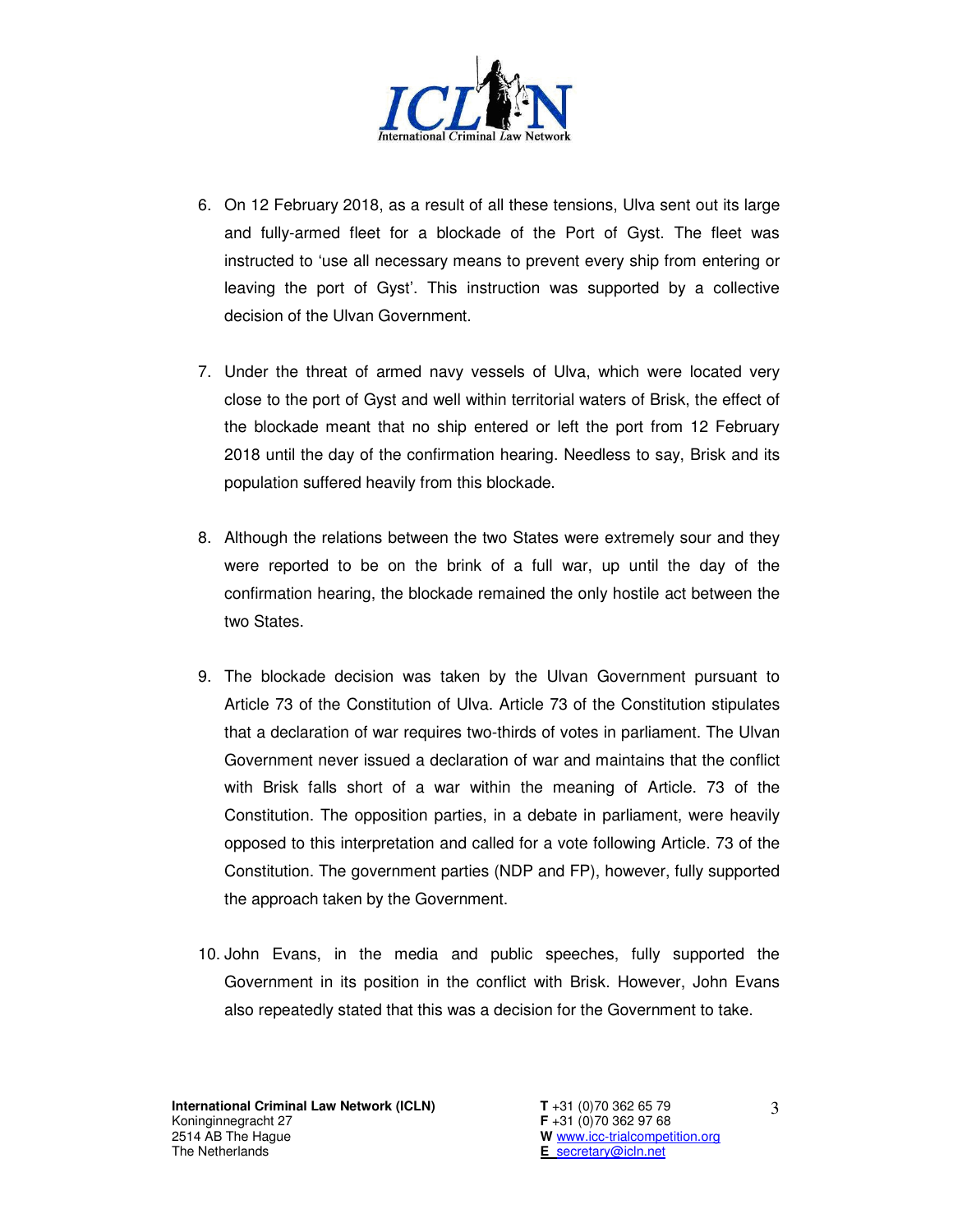6. On 12 February 2018, as a result of all these tensions, Ulva sent out its large and fully-armed fleet for a blockade of the Port of Gyst. The fleet was instructed to 'use all necessary means to prevent every ship from entering or leaving the port of Gyst'. This instruction was supported by a collective decision of the Ulvan Government.

7. Under the threat of armed navy vessels of Ulva, which were located very close to the port of Gyst and well within territorial waters of Brisk, the effect of the blockade meant that no ship entered or left the port from 12 February 2018 until the day of the confirmation hearing. Needless to say, Brisk and its population suffered heavily from this blockade.

8. Although the relations between the two States were extremely sour and they were reported to be on the brink of a full war, up until the day of the confirmation hearing, the blockade remained the only hostile act between the two States.

9. The blockade decision was taken by the Ulvan Government pursuant to Article 73 of the Constitution of Ulva. Article 73 of the Constitution stipulates that a declaration of war requires two-thirds of votes in parliament. The Ulvan Government never issued a declaration of war and maintains that the conflict with Brisk falls short of a war within the meaning of Article. 73 of the Constitution. The opposition parties, in a debate in parliament, were heavily opposed to this interpretation and called for a vote following Article. 73 of the Constitution. The government parties (NDP and FP), however, fully supported the approach taken by the Government.

10. John Evans, in the media and public speeches, fully supported the Government in its position in the conflict with Brisk. However, John Evans also repeatedly stated that this was a decision for the Government to take.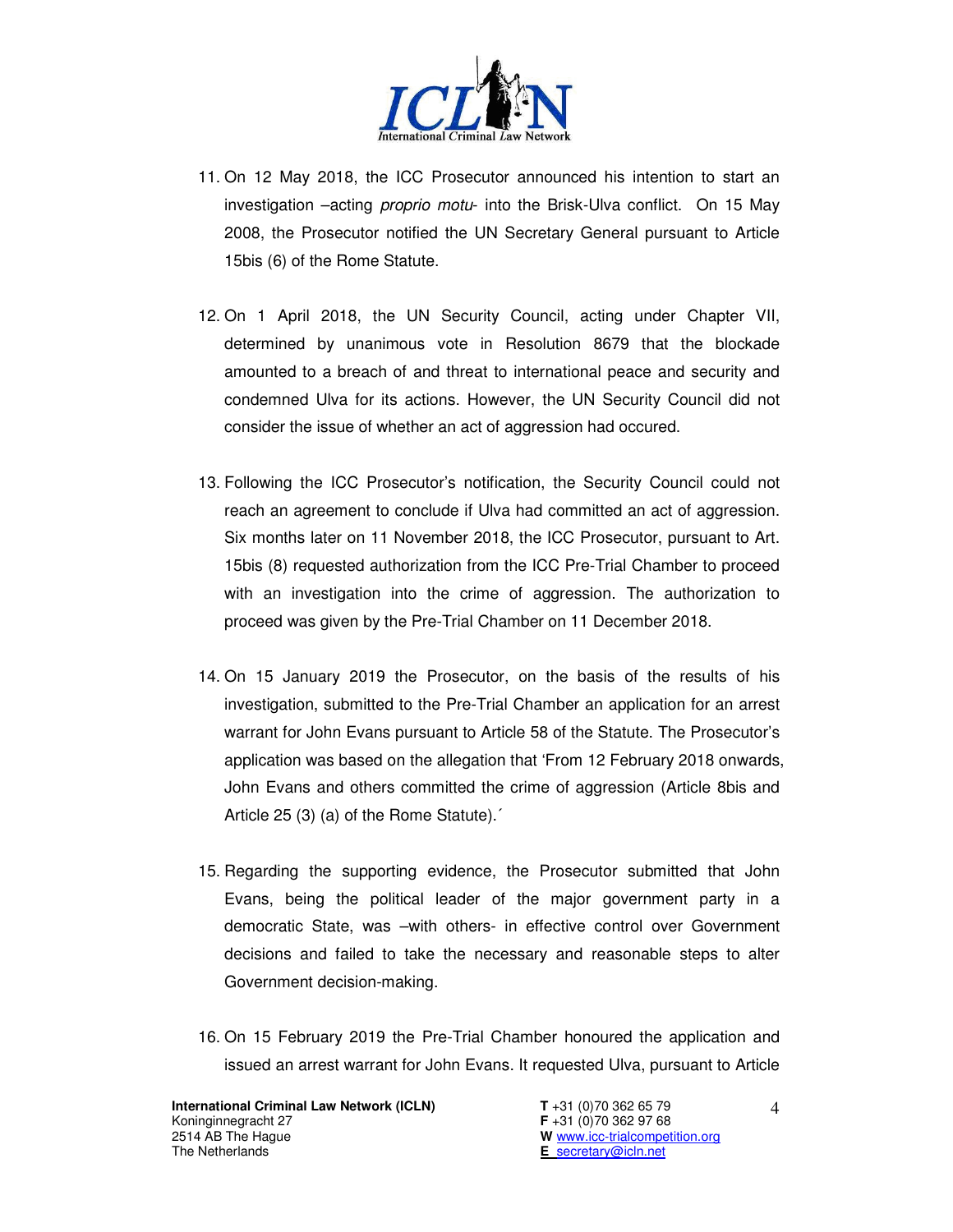11. On 12 May 2018, the ICC Prosecutor announced his intention to start an investigation –acting *proprio motu*- into the Brisk-Ulva conflict. On 15 May 2008, the Prosecutor notified the UN Secretary General pursuant to Article 15bis (6) of the Rome Statute.

12. On 1 April 2018, the UN Security Council, acting under Chapter VII, determined by unanimous vote in Resolution 8679 that the blockade amounted to a breach of and threat to international peace and security and condemned Ulva for its actions. However, the UN Security Council did not consider the issue of whether an act of aggression had occured.

13. Following the ICC Prosecutor's notification, the Security Council could not reach an agreement to conclude if Ulva had committed an act of aggression. Six months later on 11 November 2018, the ICC Prosecutor, pursuant to Art. 15bis (8) requested authorization from the ICC Pre-Trial Chamber to proceed with an investigation into the crime of aggression. The authorization to proceed was given by the Pre-Trial Chamber on 11 December 2018.

14. On 15 January 2019 the Prosecutor, on the basis of the results of his investigation, submitted to the Pre-Trial Chamber an application for an arrest warrant for John Evans pursuant to Article 58 of the Statute. The Prosecutor's application was based on the allegation that 'From 12 February 2018 onwards, John Evans and others committed the crime of aggression (Article 8bis and Article 25 (3) (a) of the Rome Statute).´

15. Regarding the supporting evidence, the Prosecutor submitted that John Evans, being the political leader of the major government party in a democratic State, was –with others- in effective control over Government decisions and failed to take the necessary and reasonable steps to alter Government decision-making.

16. On 15 February 2019 the Pre-Trial Chamber honoured the application and issued an arrest warrant for John Evans. It requested Ulva, pursuant to Article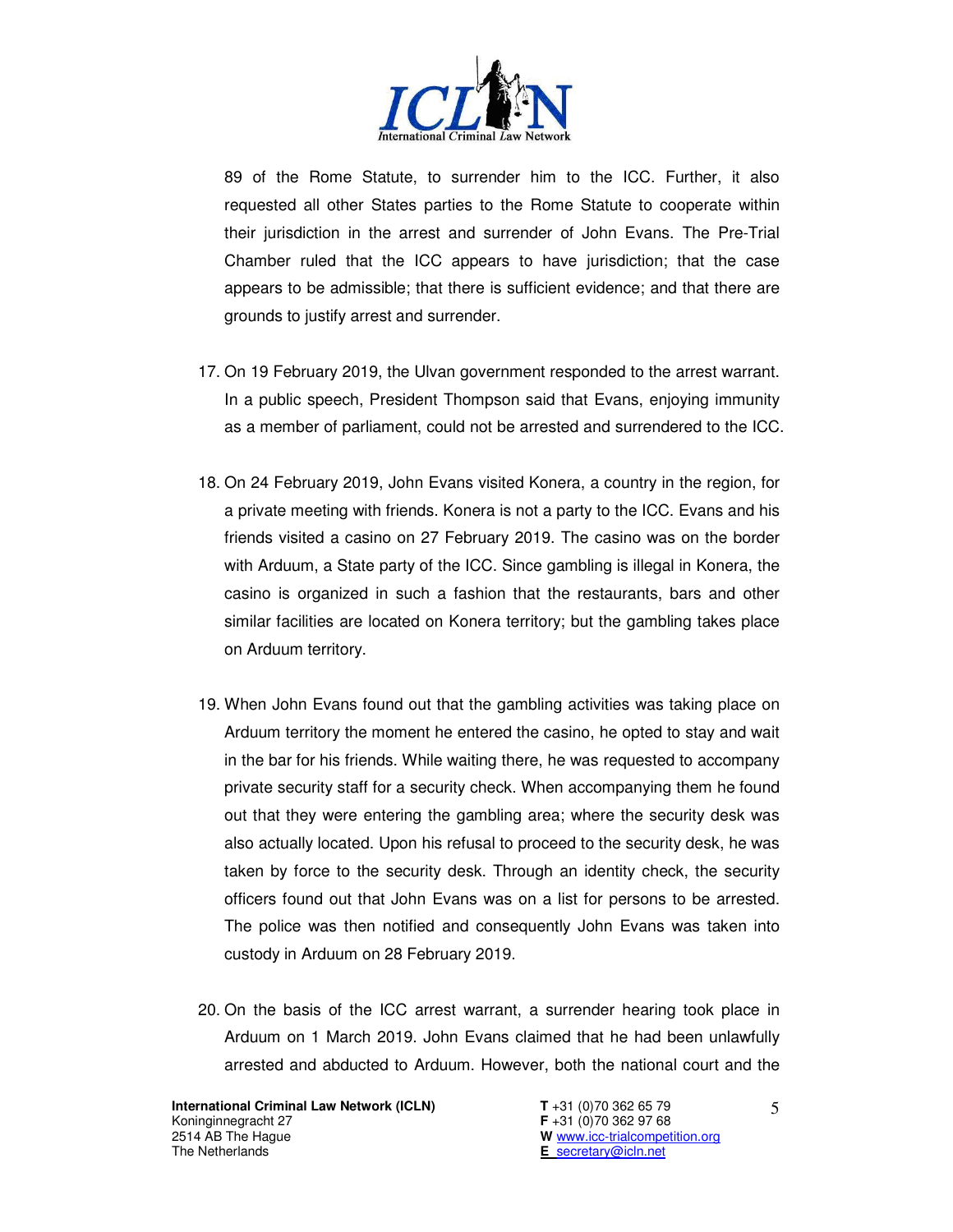89 of the Rome Statute, to surrender him to the ICC. Further, it also requested all other States parties to the Rome Statute to cooperate within their jurisdiction in the arrest and surrender of John Evans. The Pre-Trial Chamber ruled that the ICC appears to have jurisdiction; that the case appears to be admissible; that there is sufficient evidence; and that there are grounds to justify arrest and surrender.

17. On 19 February 2019, the Ulvan government responded to the arrest warrant. In a public speech, President Thompson said that Evans, enjoying immunity as a member of parliament, could not be arrested and surrendered to the ICC.

18. On 24 February 2019, John Evans visited Konera, a country in the region, for a private meeting with friends. Konera is not a party to the ICC. Evans and his friends visited a casino on 27 February 2019. The casino was on the border with Arduum, a State party of the ICC. Since gambling is illegal in Konera, the casino is organized in such a fashion that the restaurants, bars and other similar facilities are located on Konera territory; but the gambling takes place on Arduum territory.

19. When John Evans found out that the gambling activities was taking place on Arduum territory the moment he entered the casino, he opted to stay and wait in the bar for his friends. While waiting there, he was requested to accompany private security staff for a security check. When accompanying them he found out that they were entering the gambling area; where the security desk was also actually located. Upon his refusal to proceed to the security desk, he was taken by force to the security desk. Through an identity check, the security officers found out that John Evans was on a list for persons to be arrested. The police was then notified and consequently John Evans was taken into custody in Arduum on 28 February 2019.

20. On the basis of the ICC arrest warrant, a surrender hearing took place in Arduum on 1 March 2019. John Evans claimed that he had been unlawfully arrested and abducted to Arduum. However, both the national court and the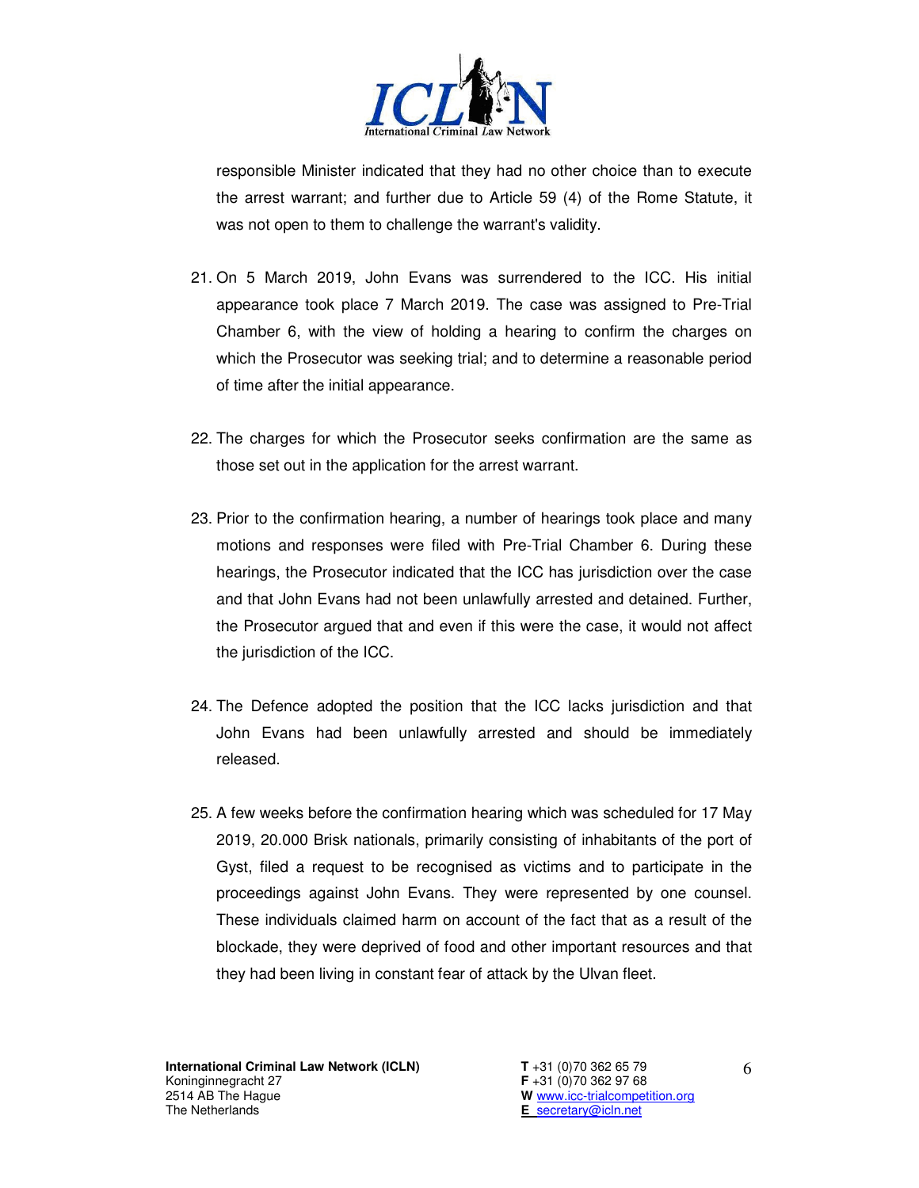responsible Minister indicated that they had no other choice than to execute the arrest warrant; and further due to Article 59 (4) of the Rome Statute, it was not open to them to challenge the warrant's validity.

21. On 5 March 2019, John Evans was surrendered to the ICC. His initial appearance took place 7 March 2019. The case was assigned to Pre-Trial Chamber 6, with the view of holding a hearing to confirm the charges on which the Prosecutor was seeking trial; and to determine a reasonable period of time after the initial appearance.

22. The charges for which the Prosecutor seeks confirmation are the same as those set out in the application for the arrest warrant.

23. Prior to the confirmation hearing, a number of hearings took place and many motions and responses were filed with Pre-Trial Chamber 6. During these hearings, the Prosecutor indicated that the ICC has jurisdiction over the case and that John Evans had not been unlawfully arrested and detained. Further, the Prosecutor argued that and even if this were the case, it would not affect the jurisdiction of the ICC.

24. The Defence adopted the position that the ICC lacks jurisdiction and that John Evans had been unlawfully arrested and should be immediately released.

25. A few weeks before the confirmation hearing which was scheduled for 17 May 2019, 20.000 Brisk nationals, primarily consisting of inhabitants of the port of Gyst, filed a request to be recognised as victims and to participate in the proceedings against John Evans. They were represented by one counsel. These individuals claimed harm on account of the fact that as a result of the blockade, they were deprived of food and other important resources and that they had been living in constant fear of attack by the Ulvan fleet.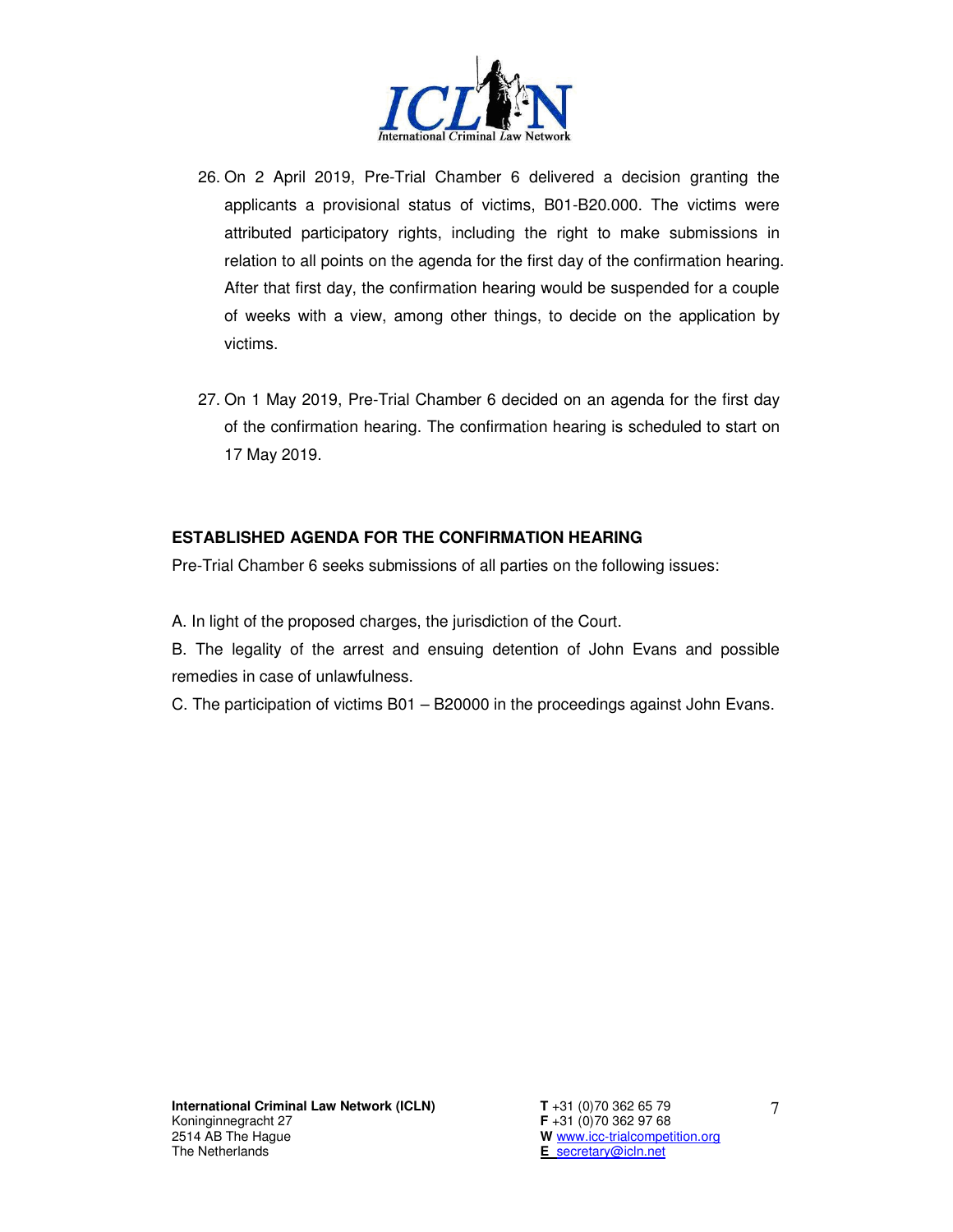26. On 2 April 2019, Pre-Trial Chamber 6 delivered a decision granting the applicants a provisional status of victims, B01-B20.000. The victims were attributed participatory rights, including the right to make submissions in relation to all points on the agenda for the first day of the confirmation hearing. After that first day, the confirmation hearing would be suspended for a couple of weeks with a view, among other things, to decide on the application by victims.

27. On 1 May 2019, Pre-Trial Chamber 6 decided on an agenda for the first day of the confirmation hearing. The confirmation hearing is scheduled to start on 17 May 2019.

**ESTABLISHED AGENDA FOR THE CONFIRMATION HEARING**

Pre-Trial Chamber 6 seeks submissions of all parties on the following issues:

A. In light of the proposed charges, the jurisdiction of the Court.

B. The legality of the arrest and ensuing detention of John Evans and possible remedies in case of unlawfulness.

C. The participation of victims B01 – B20000 in the proceedings against John Evans.